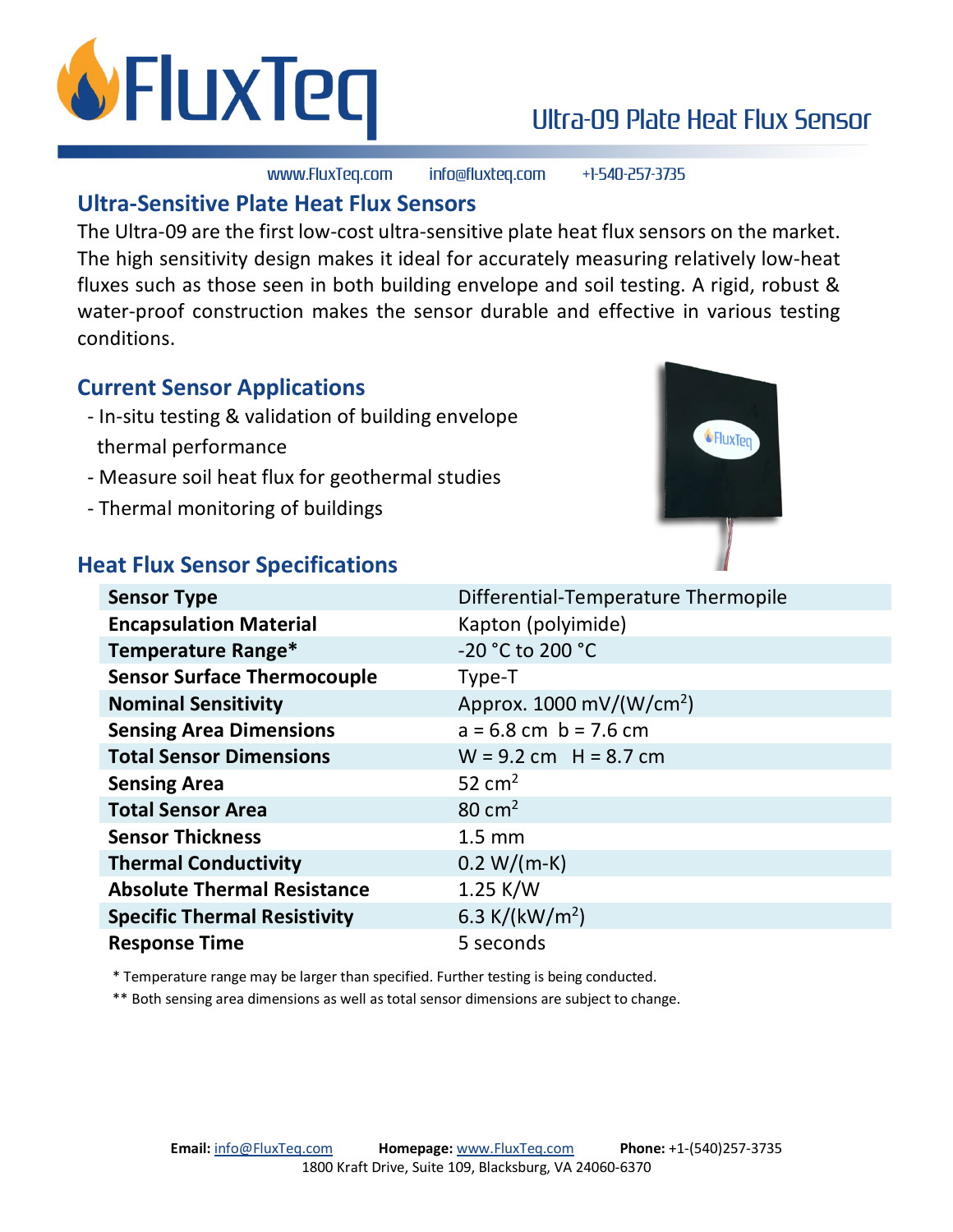# FluxTeq

## Ultra-09 Plate Heat Flux Sensor

www.FluxTeq.com info@fluxteq.com +1-540-257-3735

## Ultra-Sensitive Plate Heat Flux Sensors

The Ultra-09 are the first low-cost ultra-sensitive plate heat flux sensors on the market. The high sensitivity design makes it ideal for accurately measuring relatively low-heat fluxes such as those seen in both building envelope and soil testing. A rigid, robust & water-proof construction makes the sensor durable and effective in various testing conditions.

## Current Sensor Applications

- In-situ testing & validation of building envelope thermal performance
- Measure soil heat flux for geothermal studies
- Thermal monitoring of buildings

## Heat Flux Sensor Specifications

| | |
|---|---|
| **Sensor Type** | Differential-Temperature Thermopile |
| **Encapsulation Material** | Kapton (polyimide) |
| **Temperature Range*** | -20 °C to 200 °C |
| **Sensor Surface Thermocouple** | Type-T |
| **Nominal Sensitivity** | Approx. 1000 mV/(W/cm$^2$) |
| **Sensing Area Dimensions** | a = 6.8 cm  b = 7.6 cm |
| **Total Sensor Dimensions** | W = 9.2 cm  H = 8.7 cm |
| **Sensing Area** | 52 cm$^2$ |
| **Total Sensor Area** | 80 cm$^2$ |
| **Sensor Thickness** | 1.5 mm |
| **Thermal Conductivity** | 0.2 W/(m-K) |
| **Absolute Thermal Resistance** | 1.25 K/W |
| **Specific Thermal Resistivity** | 6.3 K/(kW/m$^2$) |
| **Response Time** | 5 seconds |

\* Temperature range may be larger than specified. Further testing is being conducted.

** Both sensing area dimensions as well as total sensor dimensions are subject to change.

**Email:** info@FluxTeq.com **Homepage:** www.FluxTeq.com **Phone:** +1-(540)257-3735

1800 Kraft Drive, Suite 109, Blacksburg, VA 24060-6370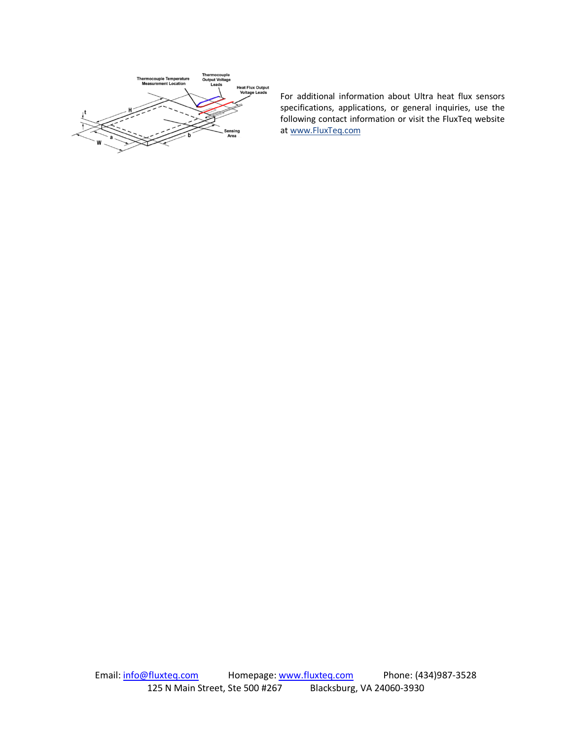Thermocouple Temperature Measurement Location

Thermocouple Output Voltage Leads

Heat Flux Output Voltage Leads

H

t

W

a

b

Sensing Area

For additional information about Ultra heat flux sensors specifications, applications, or general inquiries, use the following contact information or visit the FluxTeq website at [www.FluxTeq.com](http://www.FluxTeq.com)

Email: [info@fluxteq.com](mailto:info@fluxteq.com) Homepage: [www.fluxteq.com](http://www.fluxteq.com) Phone: (434)987-3528

125 N Main Street, Ste 500 #267 Blacksburg, VA 24060-3930